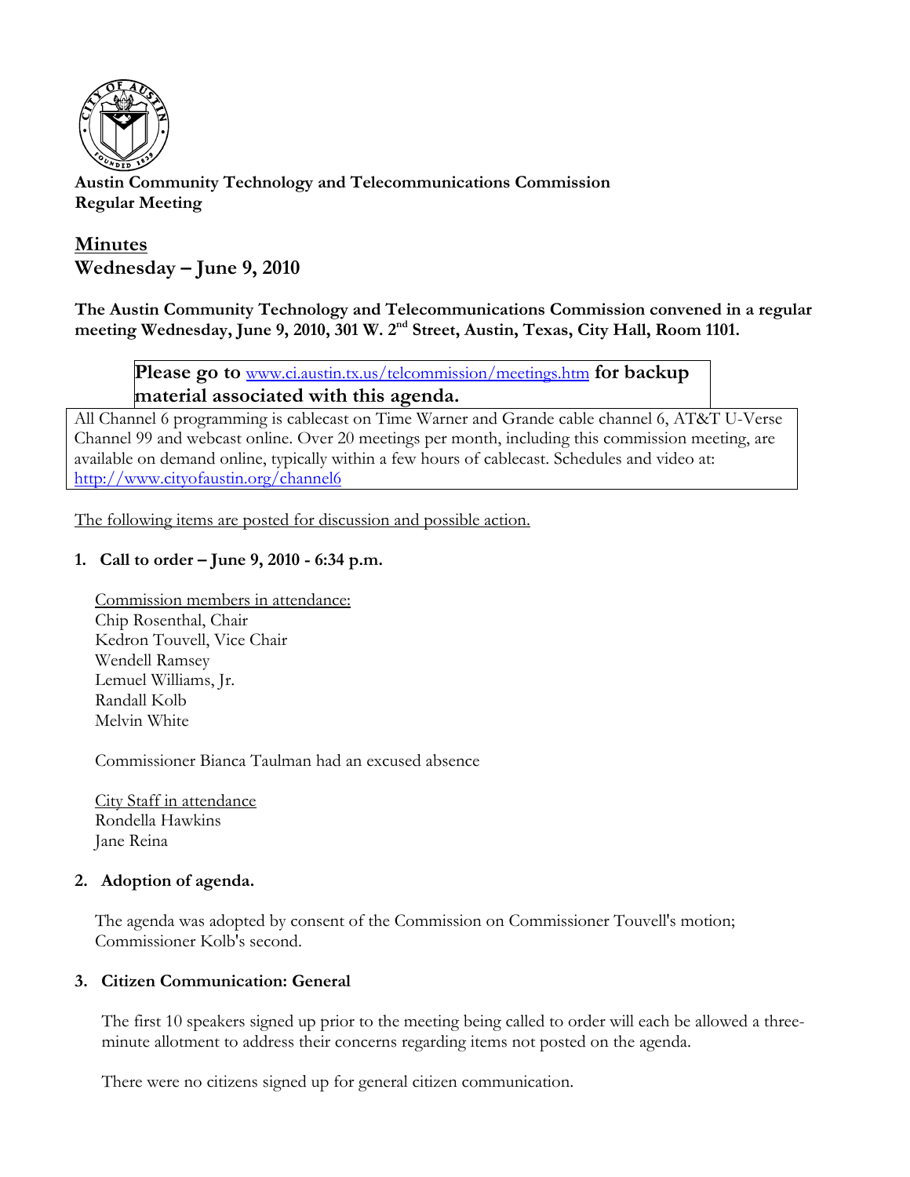**Austin Community Technology and Telecommunications Commission**
**Regular Meeting**

# Minutes
## Wednesday – June 9, 2010

**The Austin Community Technology and Telecommunications Commission convened in a regular meeting Wednesday, June 9, 2010, 301 W. 2nd Street, Austin, Texas, City Hall, Room 1101.**

**Please go to** www.ci.austin.tx.us/telcommission/meetings.htm **for backup material associated with this agenda.**

All Channel 6 programming is cablecast on Time Warner and Grande cable channel 6, AT&T U-Verse Channel 99 and webcast online. Over 20 meetings per month, including this commission meeting, are available on demand online, typically within a few hours of cablecast. Schedules and video at: http://www.cityofaustin.org/channel6

The following items are posted for discussion and possible action.

### 1. Call to order – June 9, 2010 - 6:34 p.m.

Commission members in attendance:
Chip Rosenthal, Chair
Kedron Touvell, Vice Chair
Wendell Ramsey
Lemuel Williams, Jr.
Randall Kolb
Melvin White

Commissioner Bianca Taulman had an excused absence

City Staff in attendance
Rondella Hawkins
Jane Reina

### 2. Adoption of agenda.

The agenda was adopted by consent of the Commission on Commissioner Touvell's motion; Commissioner Kolb's second.

### 3. Citizen Communication: General

The first 10 speakers signed up prior to the meeting being called to order will each be allowed a three-minute allotment to address their concerns regarding items not posted on the agenda.

There were no citizens signed up for general citizen communication.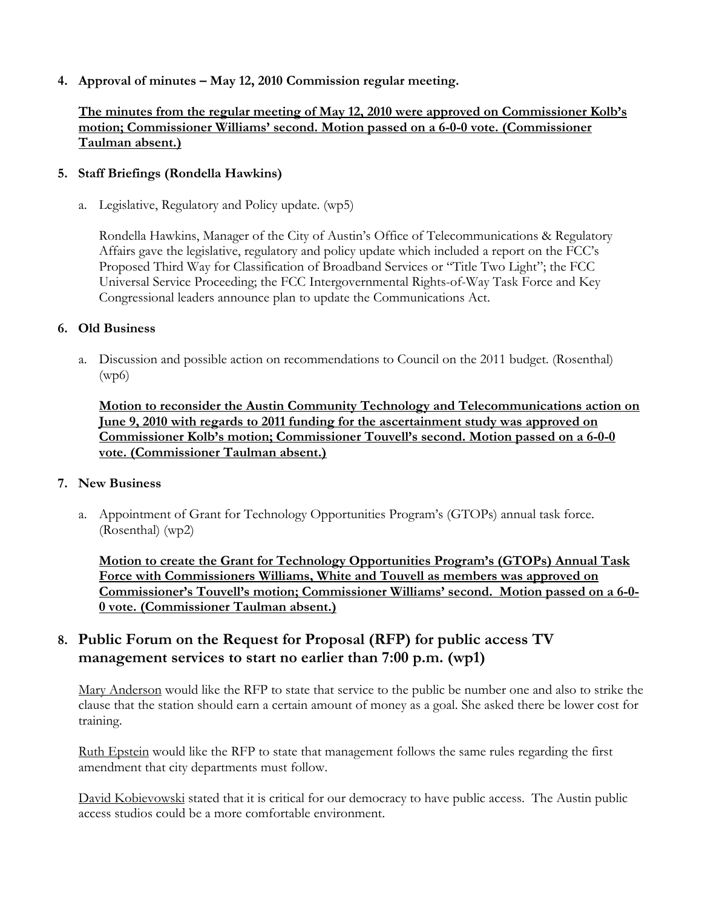4. **Approval of minutes – May 12, 2010 Commission regular meeting.**

   <u>**The minutes from the regular meeting of May 12, 2010 were approved on Commissioner Kolb's motion; Commissioner Williams' second. Motion passed on a 6-0-0 vote. (Commissioner Taulman absent.)**</u>

5. **Staff Briefings (Rondella Hawkins)**

   a. Legislative, Regulatory and Policy update. (wp5)

   Rondella Hawkins, Manager of the City of Austin's Office of Telecommunications & Regulatory Affairs gave the legislative, regulatory and policy update which included a report on the FCC's Proposed Third Way for Classification of Broadband Services or "Title Two Light"; the FCC Universal Service Proceeding; the FCC Intergovernmental Rights-of-Way Task Force and Key Congressional leaders announce plan to update the Communications Act.

6. **Old Business**

   a. Discussion and possible action on recommendations to Council on the 2011 budget. (Rosenthal) (wp6)

   <u>**Motion to reconsider the Austin Community Technology and Telecommunications action on June 9, 2010 with regards to 2011 funding for the ascertainment study was approved on Commissioner Kolb's motion; Commissioner Touvell's second. Motion passed on a 6-0-0 vote. (Commissioner Taulman absent.)**</u>

7. **New Business**

   a. Appointment of Grant for Technology Opportunities Program's (GTOPs) annual task force. (Rosenthal) (wp2)

   <u>**Motion to create the Grant for Technology Opportunities Program's (GTOPs) Annual Task Force with Commissioners Williams, White and Touvell as members was approved on Commissioner's Touvell's motion; Commissioner Williams' second. Motion passed on a 6-0-0 vote. (Commissioner Taulman absent.)**</u>

## 8. Public Forum on the Request for Proposal (RFP) for public access TV management services to start no earlier than 7:00 p.m. (wp1)

<u>Mary Anderson</u> would like the RFP to state that service to the public be number one and also to strike the clause that the station should earn a certain amount of money as a goal. She asked there be lower cost for training.

<u>Ruth Epstein</u> would like the RFP to state that management follows the same rules regarding the first amendment that city departments must follow.

<u>David Kobievowski</u> stated that it is critical for our democracy to have public access. The Austin public access studios could be a more comfortable environment.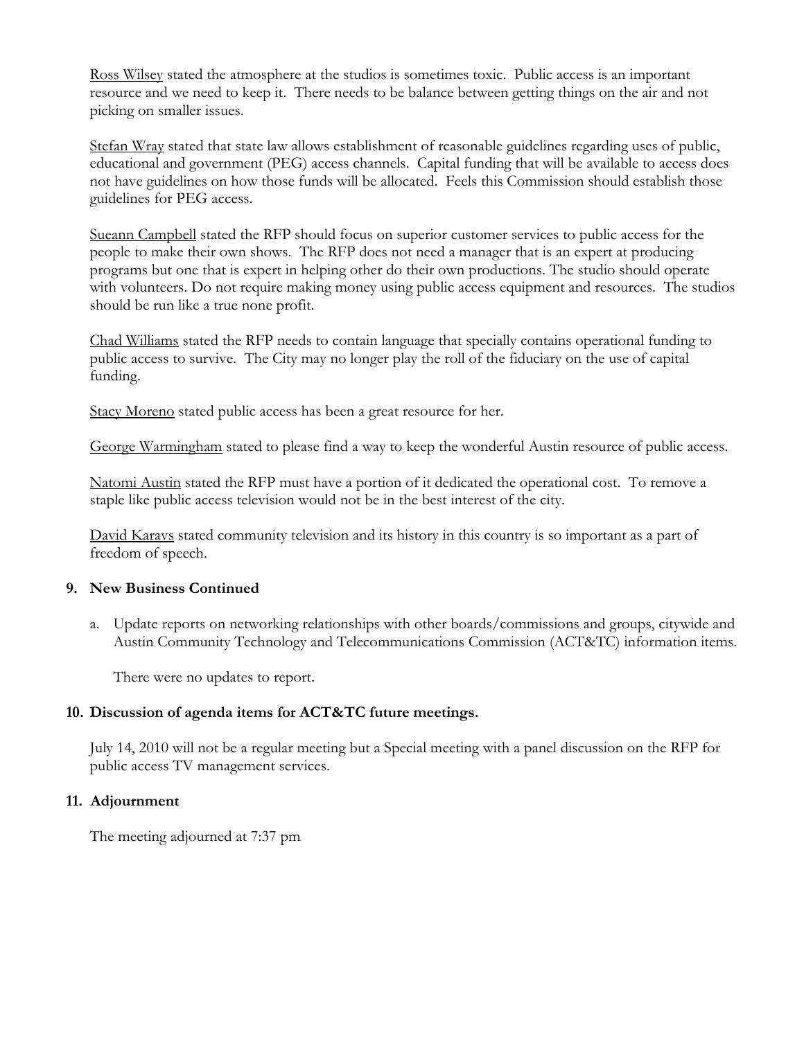Ross Wilsey stated the atmosphere at the studios is sometimes toxic. Public access is an important resource and we need to keep it. There needs to be balance between getting things on the air and not picking on smaller issues.

Stefan Wray stated that state law allows establishment of reasonable guidelines regarding uses of public, educational and government (PEG) access channels. Capital funding that will be available to access does not have guidelines on how those funds will be allocated. Feels this Commission should establish those guidelines for PEG access.

Sueann Campbell stated the RFP should focus on superior customer services to public access for the people to make their own shows. The RFP does not need a manager that is an expert at producing programs but one that is expert in helping other do their own productions. The studio should operate with volunteers. Do not require making money using public access equipment and resources. The studios should be run like a true none profit.

Chad Williams stated the RFP needs to contain language that specially contains operational funding to public access to survive. The City may no longer play the roll of the fiduciary on the use of capital funding.

Stacy Moreno stated public access has been a great resource for her.

George Warmingham stated to please find a way to keep the wonderful Austin resource of public access.

Natomi Austin stated the RFP must have a portion of it dedicated the operational cost. To remove a staple like public access television would not be in the best interest of the city.

David Karavs stated community television and its history in this country is so important as a part of freedom of speech.

**9. New Business Continued**

a. Update reports on networking relationships with other boards/commissions and groups, citywide and Austin Community Technology and Telecommunications Commission (ACT&TC) information items.

   There were no updates to report.

**10. Discussion of agenda items for ACT&TC future meetings.**

July 14, 2010 will not be a regular meeting but a Special meeting with a panel discussion on the RFP for public access TV management services.

**11. Adjournment**

The meeting adjourned at 7:37 pm